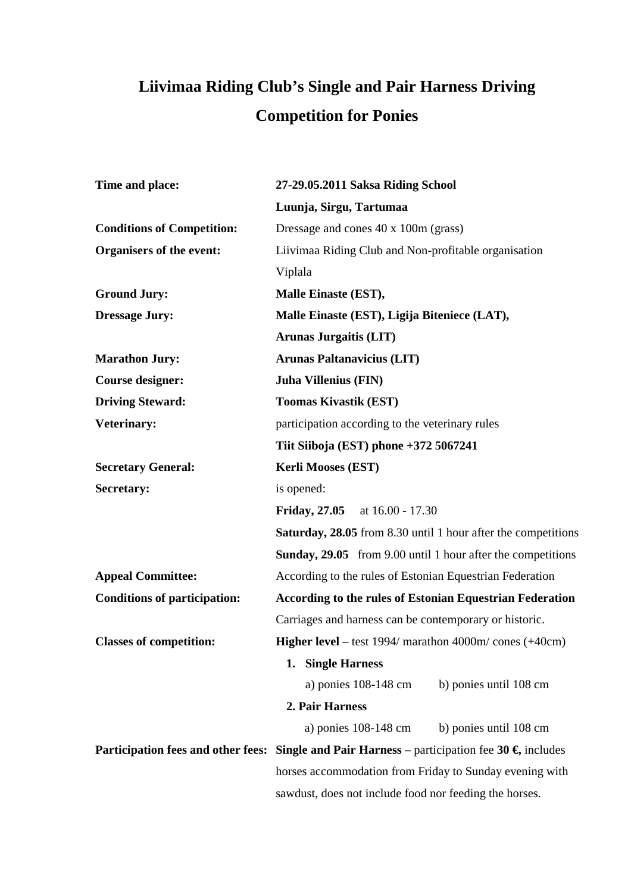# Liivimaa Riding Club's Single and Pair Harness Driving Competition for Ponies

| | |
|---|---|
| **Time and place:** | **27-29.05.2011 Saksa Riding School** |
| | **Luunja, Sirgu, Tartumaa** |
| **Conditions of Competition:** | Dressage and cones 40 x 100m (grass) |
| **Organisers of the event:** | Liivimaa Riding Club and Non-profitable organisation Viplala |
| **Ground Jury:** | **Malle Einaste (EST),** |
| **Dressage Jury:** | **Malle Einaste (EST), Ligija Biteniece (LAT),** |
| | **Arunas Jurgaitis (LIT)** |
| **Marathon Jury:** | **Arunas Paltanavicius (LIT)** |
| **Course designer:** | **Juha Villenius (FIN)** |
| **Driving Steward:** | **Toomas Kivastik (EST)** |
| **Veterinary:** | participation according to the veterinary rules |
| | **Tiit Siiboja (EST) phone +372 5067241** |
| **Secretary General:** | **Kerli Mooses (EST)** |
| **Secretary:** | is opened: |
| | **Friday, 27.05** at 16.00 - 17.30 |
| | **Saturday, 28.05** from 8.30 until 1 hour after the competitions |
| | **Sunday, 29.05** from 9.00 until 1 hour after the competitions |
| **Appeal Committee:** | According to the rules of Estonian Equestrian Federation |
| **Conditions of participation:** | **According to the rules of Estonian Equestrian Federation** |
| | Carriages and harness can be contemporary or historic. |
| **Classes of competition:** | **Higher level** – test 1994/ marathon 4000m/ cones (+40cm) |
| | **1. Single Harness** |
| | a) ponies 108-148 cm b) ponies until 108 cm |
| | **2. Pair Harness** |
| | a) ponies 108-148 cm b) ponies until 108 cm |
| **Participation fees and other fees:** | **Single and Pair Harness –** participation fee **30 €,** includes horses accommodation from Friday to Sunday evening with sawdust, does not include food nor feeding the horses. |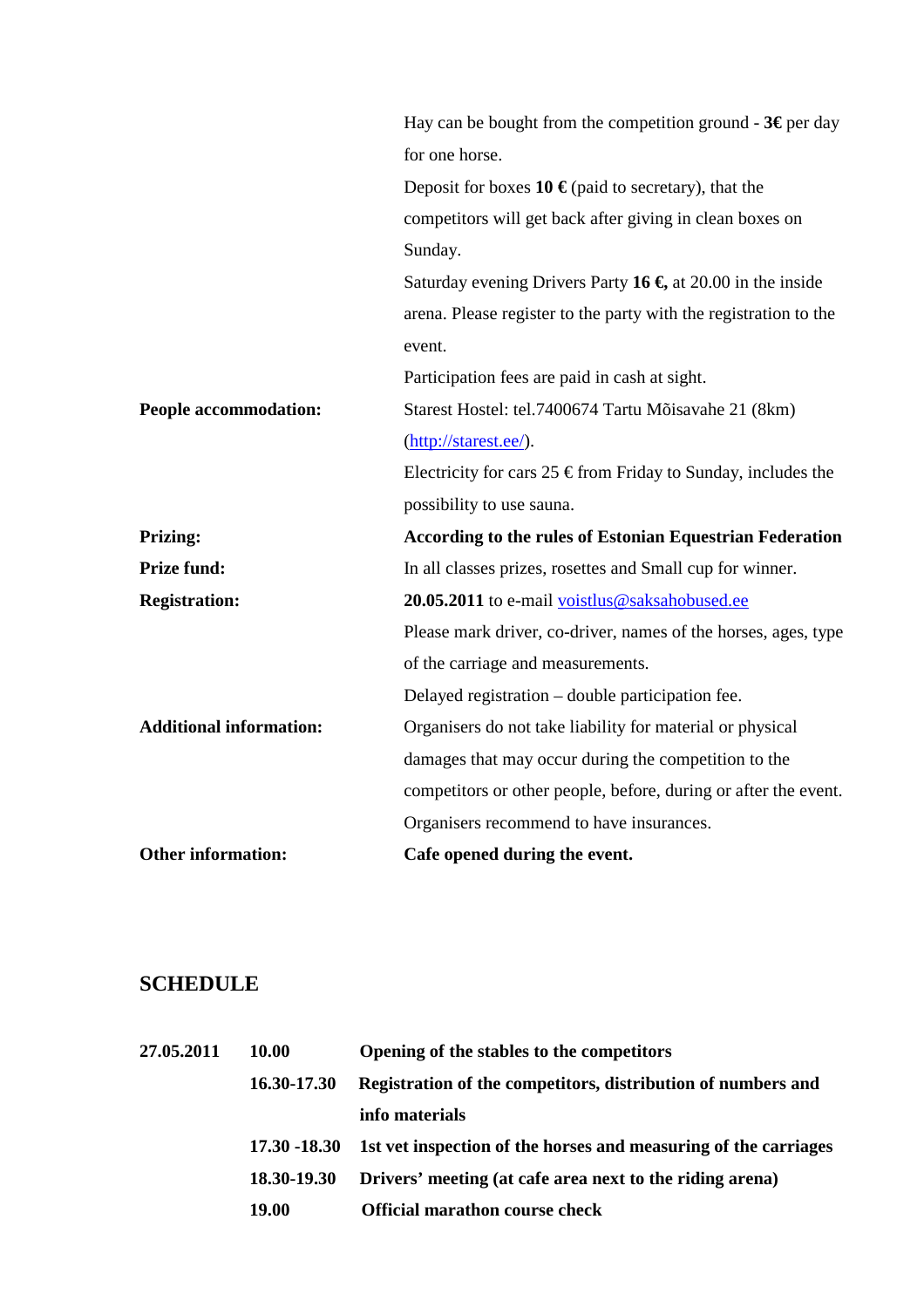|  |  |
|---|---|
|  | Hay can be bought from the competition ground - **3€** per day for one horse. |
|  | Deposit for boxes **10 €** (paid to secretary), that the competitors will get back after giving in clean boxes on Sunday. |
|  | Saturday evening Drivers Party **16 €,** at 20.00 in the inside arena. Please register to the party with the registration to the event. |
|  | Participation fees are paid in cash at sight. |
| **People accommodation:** | Starest Hostel: tel.7400674 Tartu Mõisavahe 21 (8km) (http://starest.ee/). |
|  | Electricity for cars 25 € from Friday to Sunday, includes the possibility to use sauna. |
| **Prizing:** | **According to the rules of Estonian Equestrian Federation** |
| **Prize fund:** | In all classes prizes, rosettes and Small cup for winner. |
| **Registration:** | **20.05.2011** to e-mail voistlus@saksahobused.ee |
|  | Please mark driver, co-driver, names of the horses, ages, type of the carriage and measurements. |
|  | Delayed registration – double participation fee. |
| **Additional information:** | Organisers do not take liability for material or physical damages that may occur during the competition to the competitors or other people, before, during or after the event. |
|  | Organisers recommend to have insurances. |
| **Other information:** | **Cafe opened during the event.** |

## SCHEDULE

|  |  |  |
|---|---|---|
| **27.05.2011** | **10.00** | **Opening of the stables to the competitors** |
|  | **16.30-17.30** | **Registration of the competitors, distribution of numbers and info materials** |
|  | **17.30 -18.30** | **1st vet inspection of the horses and measuring of the carriages** |
|  | **18.30-19.30** | **Drivers' meeting (at cafe area next to the riding arena)** |
|  | **19.00** | **Official marathon course check** |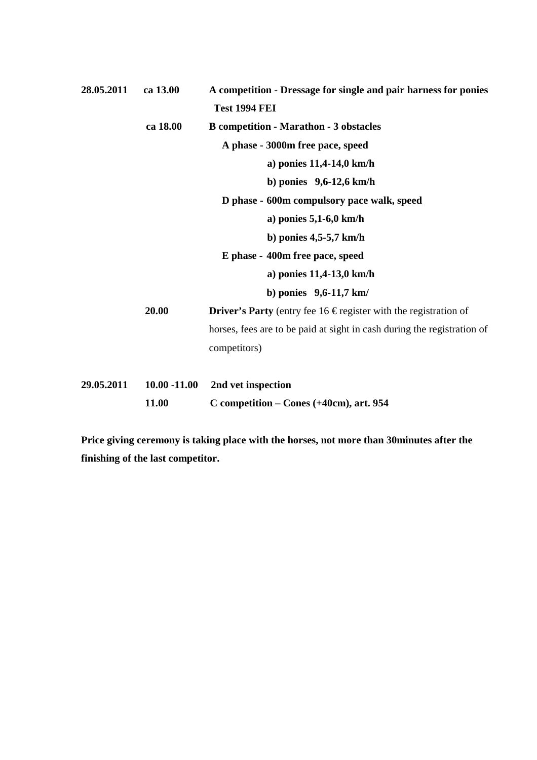| | | |
|---|---|---|
| **28.05.2011** | **ca 13.00** | **A competition - Dressage for single and pair harness for ponies Test 1994 FEI** |
| | **ca 18.00** | **B competition - Marathon - 3 obstacles** |
| | | **A phase - 3000m free pace, speed** |
| | | **a) ponies 11,4-14,0 km/h** |
| | | **b) ponies 9,6-12,6 km/h** |
| | | **D phase - 600m compulsory pace walk, speed** |
| | | **a) ponies 5,1-6,0 km/h** |
| | | **b) ponies 4,5-5,7 km/h** |
| | | **E phase - 400m free pace, speed** |
| | | **a) ponies 11,4-13,0 km/h** |
| | | **b) ponies 9,6-11,7 km/** |
| | **20.00** | **Driver's Party** (entry fee 16 € register with the registration of horses, fees are to be paid at sight in cash during the registration of competitors) |
| **29.05.2011** | **10.00 -11.00** | **2nd vet inspection** |
| | **11.00** | **C competition – Cones (+40cm), art. 954** |

**Price giving ceremony is taking place with the horses, not more than 30minutes after the finishing of the last competitor.**